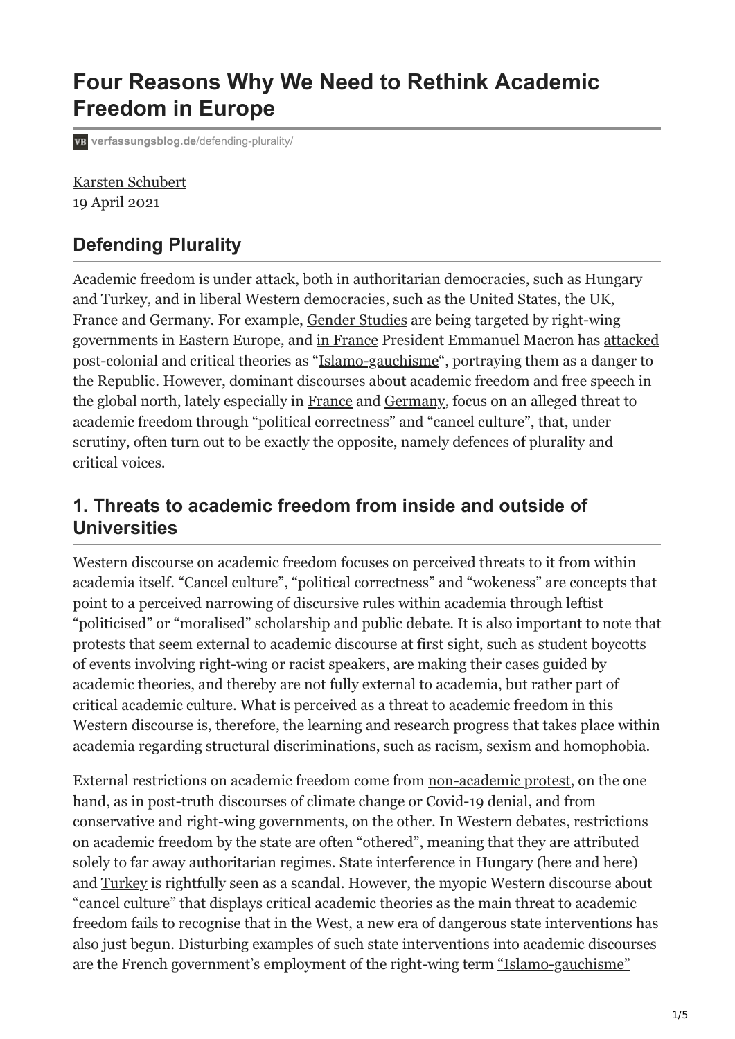# Four Reasons Why We Need to Rethink Academic Freedom in Europe

verfassungsblog.de/defending-plurality/

Karsten Schubert
19 April 2021

## Defending Plurality

Academic freedom is under attack, both in authoritarian democracies, such as Hungary and Turkey, and in liberal Western democracies, such as the United States, the UK, France and Germany. For example, Gender Studies are being targeted by right-wing governments in Eastern Europe, and in France President Emmanuel Macron has attacked post-colonial and critical theories as "Islamo-gauchisme", portraying them as a danger to the Republic. However, dominant discourses about academic freedom and free speech in the global north, lately especially in France and Germany, focus on an alleged threat to academic freedom through "political correctness" and "cancel culture", that, under scrutiny, often turn out to be exactly the opposite, namely defences of plurality and critical voices.

## 1. Threats to academic freedom from inside and outside of Universities

Western discourse on academic freedom focuses on perceived threats to it from within academia itself. "Cancel culture", "political correctness" and "wokeness" are concepts that point to a perceived narrowing of discursive rules within academia through leftist "politicised" or "moralised" scholarship and public debate. It is also important to note that protests that seem external to academic discourse at first sight, such as student boycotts of events involving right-wing or racist speakers, are making their cases guided by academic theories, and thereby are not fully external to academia, but rather part of critical academic culture. What is perceived as a threat to academic freedom in this Western discourse is, therefore, the learning and research progress that takes place within academia regarding structural discriminations, such as racism, sexism and homophobia.

External restrictions on academic freedom come from non-academic protest, on the one hand, as in post-truth discourses of climate change or Covid-19 denial, and from conservative and right-wing governments, on the other. In Western debates, restrictions on academic freedom by the state are often "othered", meaning that they are attributed solely to far away authoritarian regimes. State interference in Hungary (here and here) and Turkey is rightfully seen as a scandal. However, the myopic Western discourse about "cancel culture" that displays critical academic theories as the main threat to academic freedom fails to recognise that in the West, a new era of dangerous state interventions has also just begun. Disturbing examples of such state interventions into academic discourses are the French government's employment of the right-wing term "Islamo-gauchisme"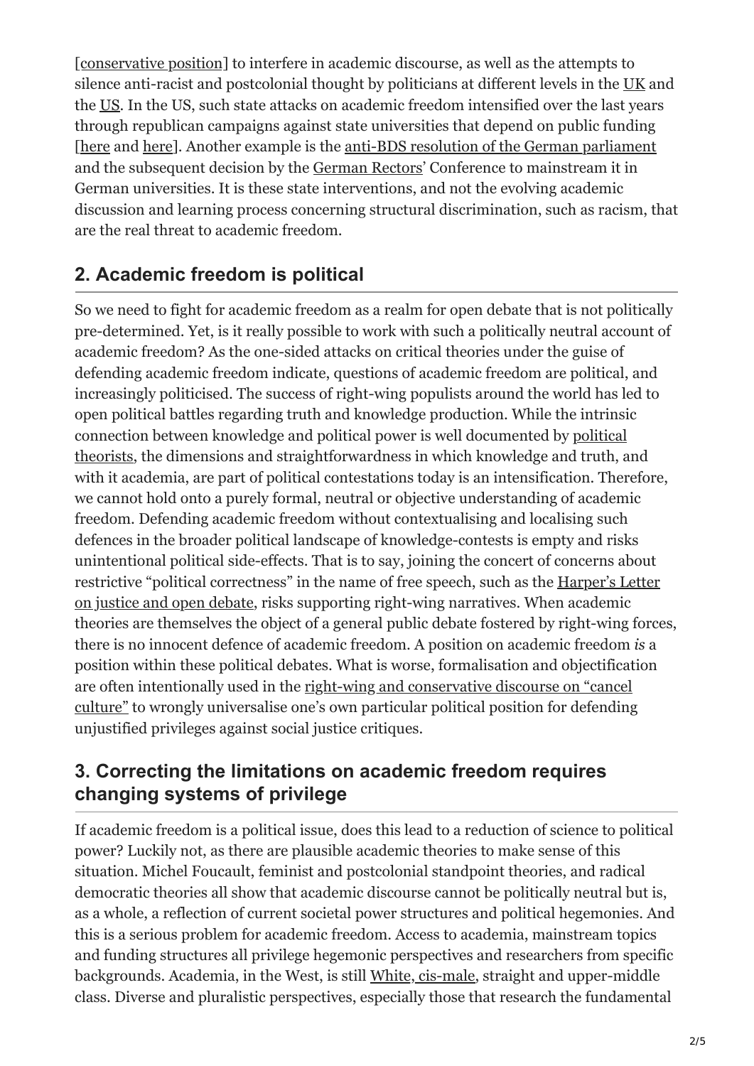[conservative position] to interfere in academic discourse, as well as the attempts to silence anti-racist and postcolonial thought by politicians at different levels in the UK and the US. In the US, such state attacks on academic freedom intensified over the last years through republican campaigns against state universities that depend on public funding [here and here]. Another example is the anti-BDS resolution of the German parliament and the subsequent decision by the German Rectors' Conference to mainstream it in German universities. It is these state interventions, and not the evolving academic discussion and learning process concerning structural discrimination, such as racism, that are the real threat to academic freedom.

## 2. Academic freedom is political

So we need to fight for academic freedom as a realm for open debate that is not politically pre-determined. Yet, is it really possible to work with such a politically neutral account of academic freedom? As the one-sided attacks on critical theories under the guise of defending academic freedom indicate, questions of academic freedom are political, and increasingly politicised. The success of right-wing populists around the world has led to open political battles regarding truth and knowledge production. While the intrinsic connection between knowledge and political power is well documented by political theorists, the dimensions and straightforwardness in which knowledge and truth, and with it academia, are part of political contestations today is an intensification. Therefore, we cannot hold onto a purely formal, neutral or objective understanding of academic freedom. Defending academic freedom without contextualising and localising such defences in the broader political landscape of knowledge-contests is empty and risks unintentional political side-effects. That is to say, joining the concert of concerns about restrictive "political correctness" in the name of free speech, such as the Harper's Letter on justice and open debate, risks supporting right-wing narratives. When academic theories are themselves the object of a general public debate fostered by right-wing forces, there is no innocent defence of academic freedom. A position on academic freedom *is* a position within these political debates. What is worse, formalisation and objectification are often intentionally used in the right-wing and conservative discourse on "cancel culture" to wrongly universalise one's own particular political position for defending unjustified privileges against social justice critiques.

## 3. Correcting the limitations on academic freedom requires changing systems of privilege

If academic freedom is a political issue, does this lead to a reduction of science to political power? Luckily not, as there are plausible academic theories to make sense of this situation. Michel Foucault, feminist and postcolonial standpoint theories, and radical democratic theories all show that academic discourse cannot be politically neutral but is, as a whole, a reflection of current societal power structures and political hegemonies. And this is a serious problem for academic freedom. Access to academia, mainstream topics and funding structures all privilege hegemonic perspectives and researchers from specific backgrounds. Academia, in the West, is still White, cis-male, straight and upper-middle class. Diverse and pluralistic perspectives, especially those that research the fundamental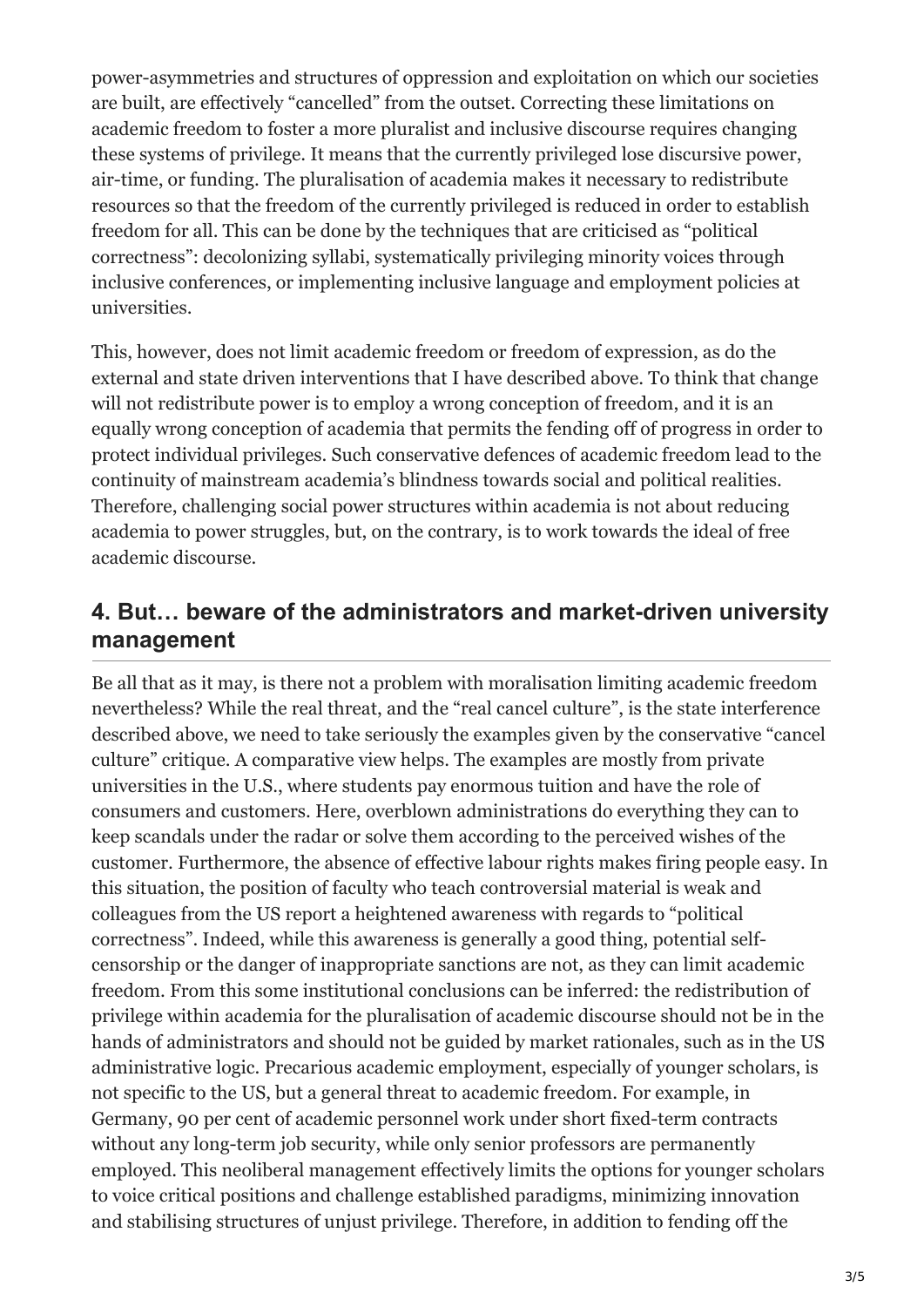power-asymmetries and structures of oppression and exploitation on which our societies are built, are effectively “cancelled” from the outset. Correcting these limitations on academic freedom to foster a more pluralist and inclusive discourse requires changing these systems of privilege. It means that the currently privileged lose discursive power, air-time, or funding. The pluralisation of academia makes it necessary to redistribute resources so that the freedom of the currently privileged is reduced in order to establish freedom for all. This can be done by the techniques that are criticised as “political correctness”: decolonizing syllabi, systematically privileging minority voices through inclusive conferences, or implementing inclusive language and employment policies at universities.

This, however, does not limit academic freedom or freedom of expression, as do the external and state driven interventions that I have described above. To think that change will not redistribute power is to employ a wrong conception of freedom, and it is an equally wrong conception of academia that permits the fending off of progress in order to protect individual privileges. Such conservative defences of academic freedom lead to the continuity of mainstream academia’s blindness towards social and political realities. Therefore, challenging social power structures within academia is not about reducing academia to power struggles, but, on the contrary, is to work towards the ideal of free academic discourse.

## 4. But… beware of the administrators and market-driven university management

Be all that as it may, is there not a problem with moralisation limiting academic freedom nevertheless? While the real threat, and the “real cancel culture”, is the state interference described above, we need to take seriously the examples given by the conservative “cancel culture” critique. A comparative view helps. The examples are mostly from private universities in the U.S., where students pay enormous tuition and have the role of consumers and customers. Here, overblown administrations do everything they can to keep scandals under the radar or solve them according to the perceived wishes of the customer. Furthermore, the absence of effective labour rights makes firing people easy. In this situation, the position of faculty who teach controversial material is weak and colleagues from the US report a heightened awareness with regards to “political correctness”. Indeed, while this awareness is generally a good thing, potential self-censorship or the danger of inappropriate sanctions are not, as they can limit academic freedom. From this some institutional conclusions can be inferred: the redistribution of privilege within academia for the pluralisation of academic discourse should not be in the hands of administrators and should not be guided by market rationales, such as in the US administrative logic. Precarious academic employment, especially of younger scholars, is not specific to the US, but a general threat to academic freedom. For example, in Germany, 90 per cent of academic personnel work under short fixed-term contracts without any long-term job security, while only senior professors are permanently employed. This neoliberal management effectively limits the options for younger scholars to voice critical positions and challenge established paradigms, minimizing innovation and stabilising structures of unjust privilege. Therefore, in addition to fending off the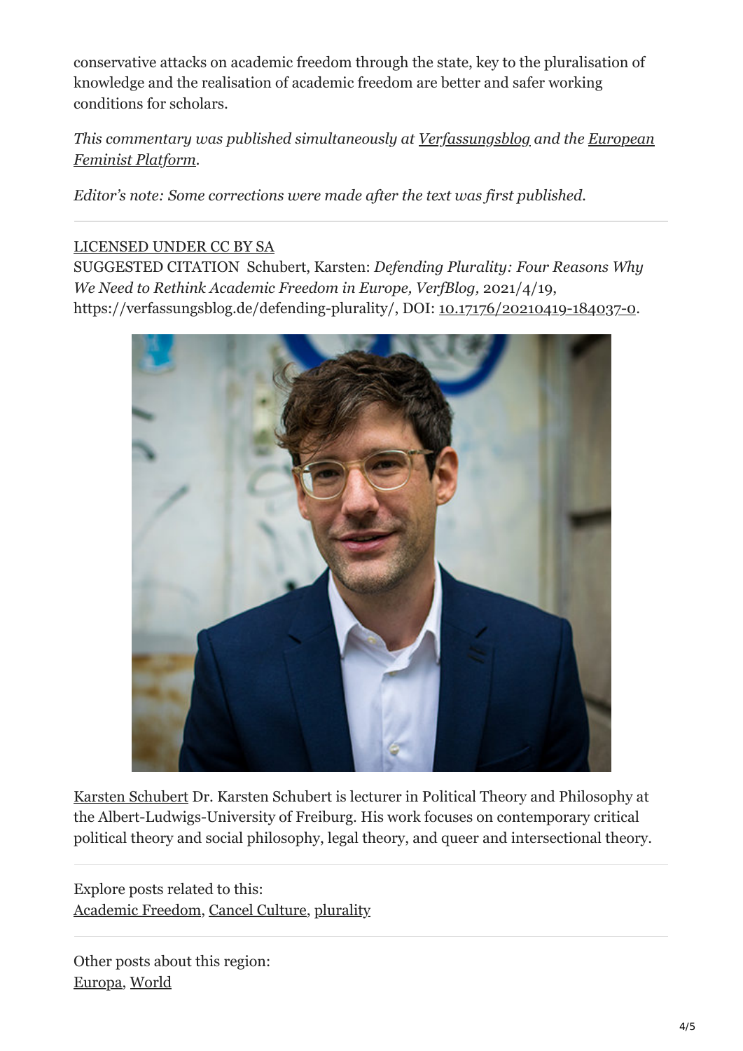conservative attacks on academic freedom through the state, key to the pluralisation of knowledge and the realisation of academic freedom are better and safer working conditions for scholars.

*This commentary was published simultaneously at Verfassungsblog and the European Feminist Platform.*

*Editor's note: Some corrections were made after the text was first published.*

---

LICENSED UNDER CC BY SA

SUGGESTED CITATION Schubert, Karsten: *Defending Plurality: Four Reasons Why We Need to Rethink Academic Freedom in Europe, VerfBlog,* 2021/4/19, https://verfassungsblog.de/defending-plurality/, DOI: 10.17176/20210419-184037-0.

Karsten Schubert Dr. Karsten Schubert is lecturer in Political Theory and Philosophy at the Albert-Ludwigs-University of Freiburg. His work focuses on contemporary critical political theory and social philosophy, legal theory, and queer and intersectional theory.

---

Explore posts related to this:
Academic Freedom, Cancel Culture, plurality

---

Other posts about this region:
Europa, World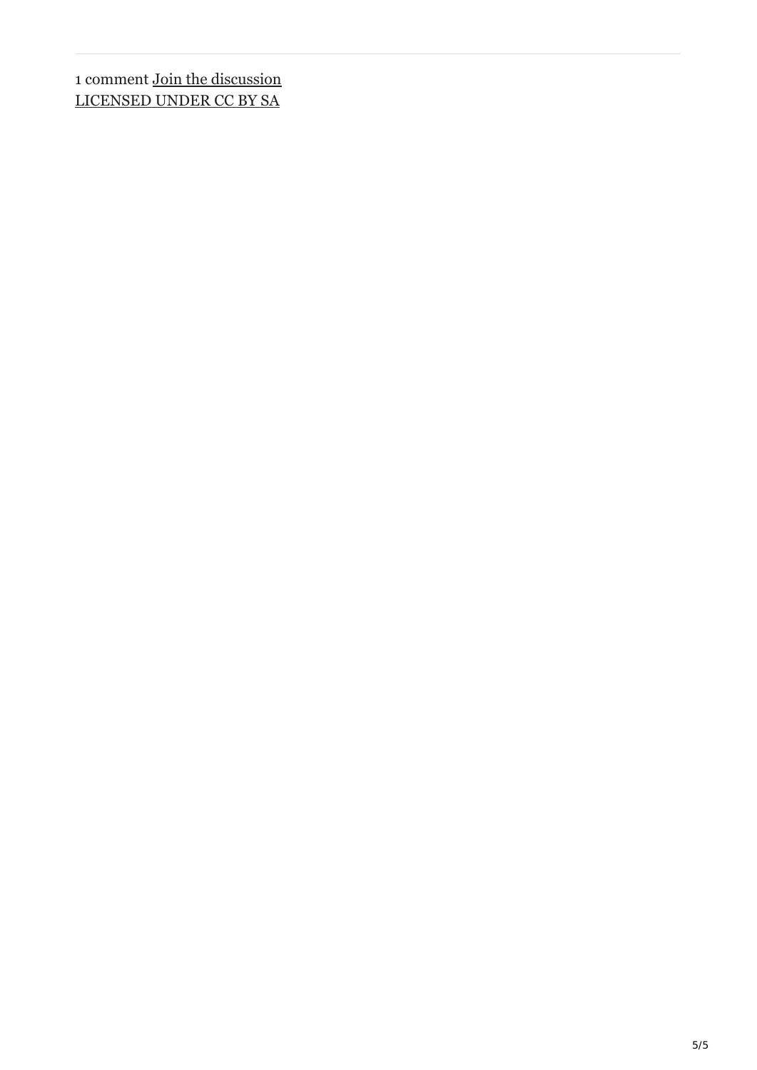1 comment Join the discussion
LICENSED UNDER CC BY SA